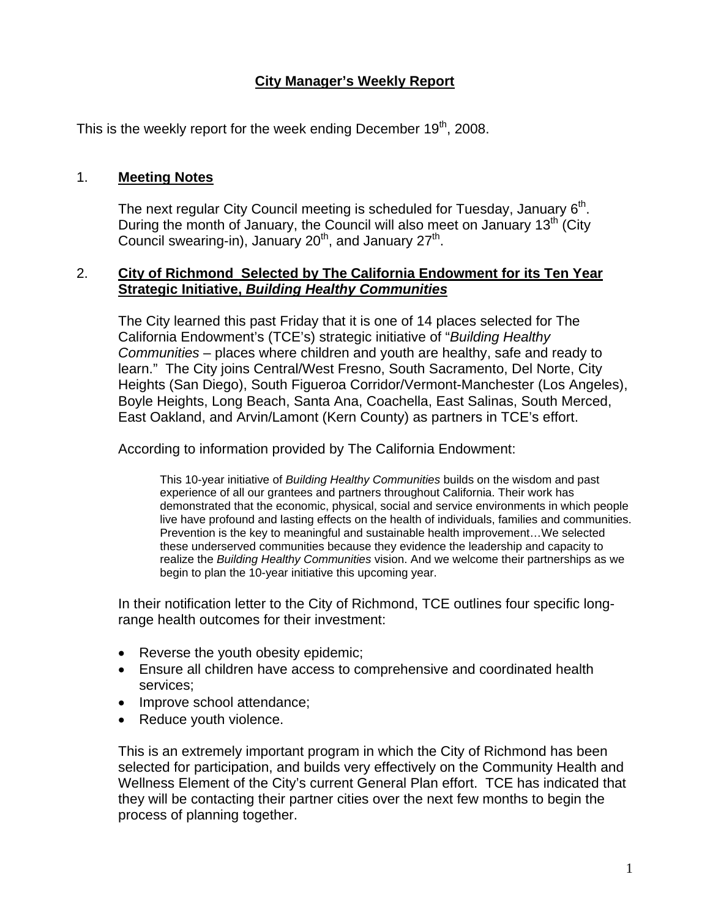# City Manager's Weekly Report

This is the weekly report for the week ending December 19th, 2008.

## 1. Meeting Notes

The next regular City Council meeting is scheduled for Tuesday, January 6th. During the month of January, the Council will also meet on January 13th (City Council swearing-in), January 20th, and January 27th.

## 2. City of Richmond Selected by The California Endowment for its Ten Year Strategic Initiative, *Building Healthy Communities*

The City learned this past Friday that it is one of 14 places selected for The California Endowment's (TCE's) strategic initiative of "*Building Healthy Communities* – places where children and youth are healthy, safe and ready to learn." The City joins Central/West Fresno, South Sacramento, Del Norte, City Heights (San Diego), South Figueroa Corridor/Vermont-Manchester (Los Angeles), Boyle Heights, Long Beach, Santa Ana, Coachella, East Salinas, South Merced, East Oakland, and Arvin/Lamont (Kern County) as partners in TCE's effort.

According to information provided by The California Endowment:

> This 10-year initiative of *Building Healthy Communities* builds on the wisdom and past experience of all our grantees and partners throughout California. Their work has demonstrated that the economic, physical, social and service environments in which people live have profound and lasting effects on the health of individuals, families and communities. Prevention is the key to meaningful and sustainable health improvement…We selected these underserved communities because they evidence the leadership and capacity to realize the *Building Healthy Communities* vision. And we welcome their partnerships as we begin to plan the 10-year initiative this upcoming year.

In their notification letter to the City of Richmond, TCE outlines four specific long-range health outcomes for their investment:

- Reverse the youth obesity epidemic;
- Ensure all children have access to comprehensive and coordinated health services;
- Improve school attendance;
- Reduce youth violence.

This is an extremely important program in which the City of Richmond has been selected for participation, and builds very effectively on the Community Health and Wellness Element of the City's current General Plan effort. TCE has indicated that they will be contacting their partner cities over the next few months to begin the process of planning together.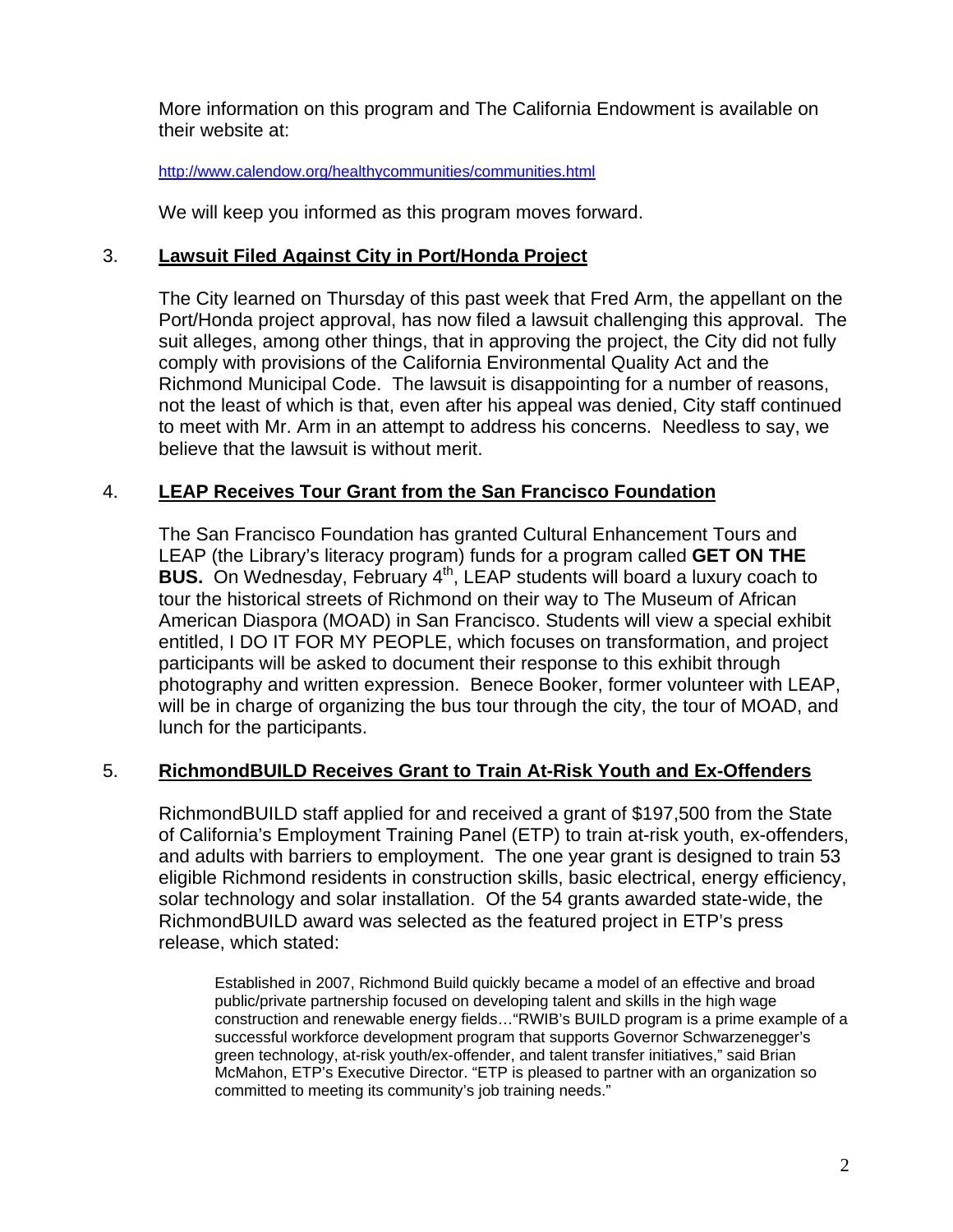More information on this program and The California Endowment is available on their website at:

http://www.calendow.org/healthycommunities/communities.html

We will keep you informed as this program moves forward.

3. **Lawsuit Filed Against City in Port/Honda Project**

The City learned on Thursday of this past week that Fred Arm, the appellant on the Port/Honda project approval, has now filed a lawsuit challenging this approval. The suit alleges, among other things, that in approving the project, the City did not fully comply with provisions of the California Environmental Quality Act and the Richmond Municipal Code. The lawsuit is disappointing for a number of reasons, not the least of which is that, even after his appeal was denied, City staff continued to meet with Mr. Arm in an attempt to address his concerns. Needless to say, we believe that the lawsuit is without merit.

4. **LEAP Receives Tour Grant from the San Francisco Foundation**

The San Francisco Foundation has granted Cultural Enhancement Tours and LEAP (the Library's literacy program) funds for a program called **GET ON THE BUS.** On Wednesday, February 4th, LEAP students will board a luxury coach to tour the historical streets of Richmond on their way to The Museum of African American Diaspora (MOAD) in San Francisco. Students will view a special exhibit entitled, I DO IT FOR MY PEOPLE, which focuses on transformation, and project participants will be asked to document their response to this exhibit through photography and written expression. Benece Booker, former volunteer with LEAP, will be in charge of organizing the bus tour through the city, the tour of MOAD, and lunch for the participants.

5. **RichmondBUILD Receives Grant to Train At-Risk Youth and Ex-Offenders**

RichmondBUILD staff applied for and received a grant of $197,500 from the State of California's Employment Training Panel (ETP) to train at-risk youth, ex-offenders, and adults with barriers to employment. The one year grant is designed to train 53 eligible Richmond residents in construction skills, basic electrical, energy efficiency, solar technology and solar installation. Of the 54 grants awarded state-wide, the RichmondBUILD award was selected as the featured project in ETP's press release, which stated:

> Established in 2007, Richmond Build quickly became a model of an effective and broad public/private partnership focused on developing talent and skills in the high wage construction and renewable energy fields…"RWIB's BUILD program is a prime example of a successful workforce development program that supports Governor Schwarzenegger's green technology, at-risk youth/ex-offender, and talent transfer initiatives," said Brian McMahon, ETP's Executive Director. "ETP is pleased to partner with an organization so committed to meeting its community's job training needs."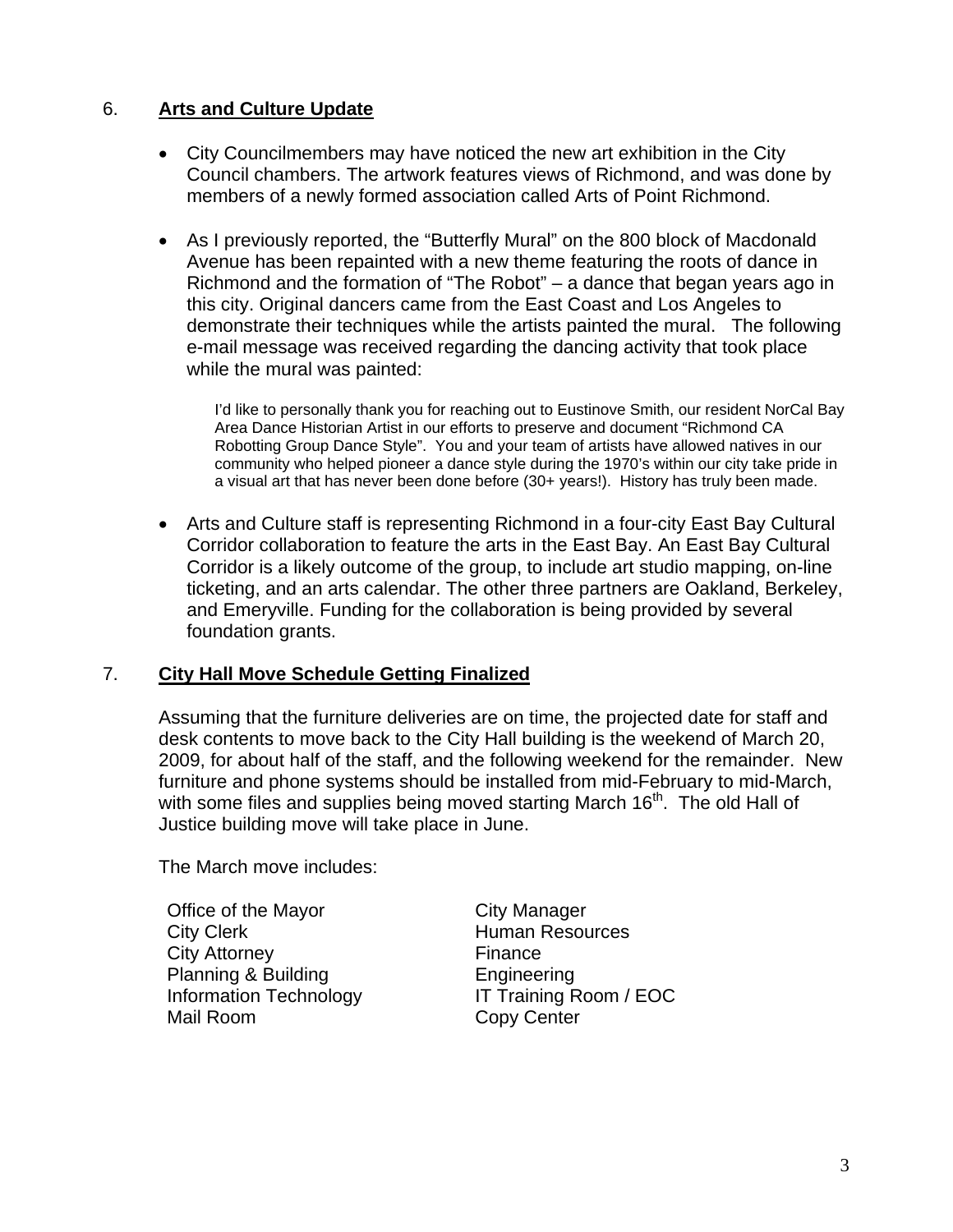## 6. **Arts and Culture Update**

- City Councilmembers may have noticed the new art exhibition in the City Council chambers. The artwork features views of Richmond, and was done by members of a newly formed association called Arts of Point Richmond.

- As I previously reported, the "Butterfly Mural" on the 800 block of Macdonald Avenue has been repainted with a new theme featuring the roots of dance in Richmond and the formation of "The Robot" – a dance that began years ago in this city. Original dancers came from the East Coast and Los Angeles to demonstrate their techniques while the artists painted the mural. The following e-mail message was received regarding the dancing activity that took place while the mural was painted:

  > I'd like to personally thank you for reaching out to Eustinove Smith, our resident NorCal Bay Area Dance Historian Artist in our efforts to preserve and document "Richmond CA Robotting Group Dance Style". You and your team of artists have allowed natives in our community who helped pioneer a dance style during the 1970's within our city take pride in a visual art that has never been done before (30+ years!). History has truly been made.

- Arts and Culture staff is representing Richmond in a four-city East Bay Cultural Corridor collaboration to feature the arts in the East Bay. An East Bay Cultural Corridor is a likely outcome of the group, to include art studio mapping, on-line ticketing, and an arts calendar. The other three partners are Oakland, Berkeley, and Emeryville. Funding for the collaboration is being provided by several foundation grants.

## 7. **City Hall Move Schedule Getting Finalized**

Assuming that the furniture deliveries are on time, the projected date for staff and desk contents to move back to the City Hall building is the weekend of March 20, 2009, for about half of the staff, and the following weekend for the remainder. New furniture and phone systems should be installed from mid-February to mid-March, with some files and supplies being moved starting March 16th. The old Hall of Justice building move will take place in June.

The March move includes:

| | |
|---|---|
| Office of the Mayor | City Manager |
| City Clerk | Human Resources |
| City Attorney | Finance |
| Planning & Building | Engineering |
| Information Technology | IT Training Room / EOC |
| Mail Room | Copy Center |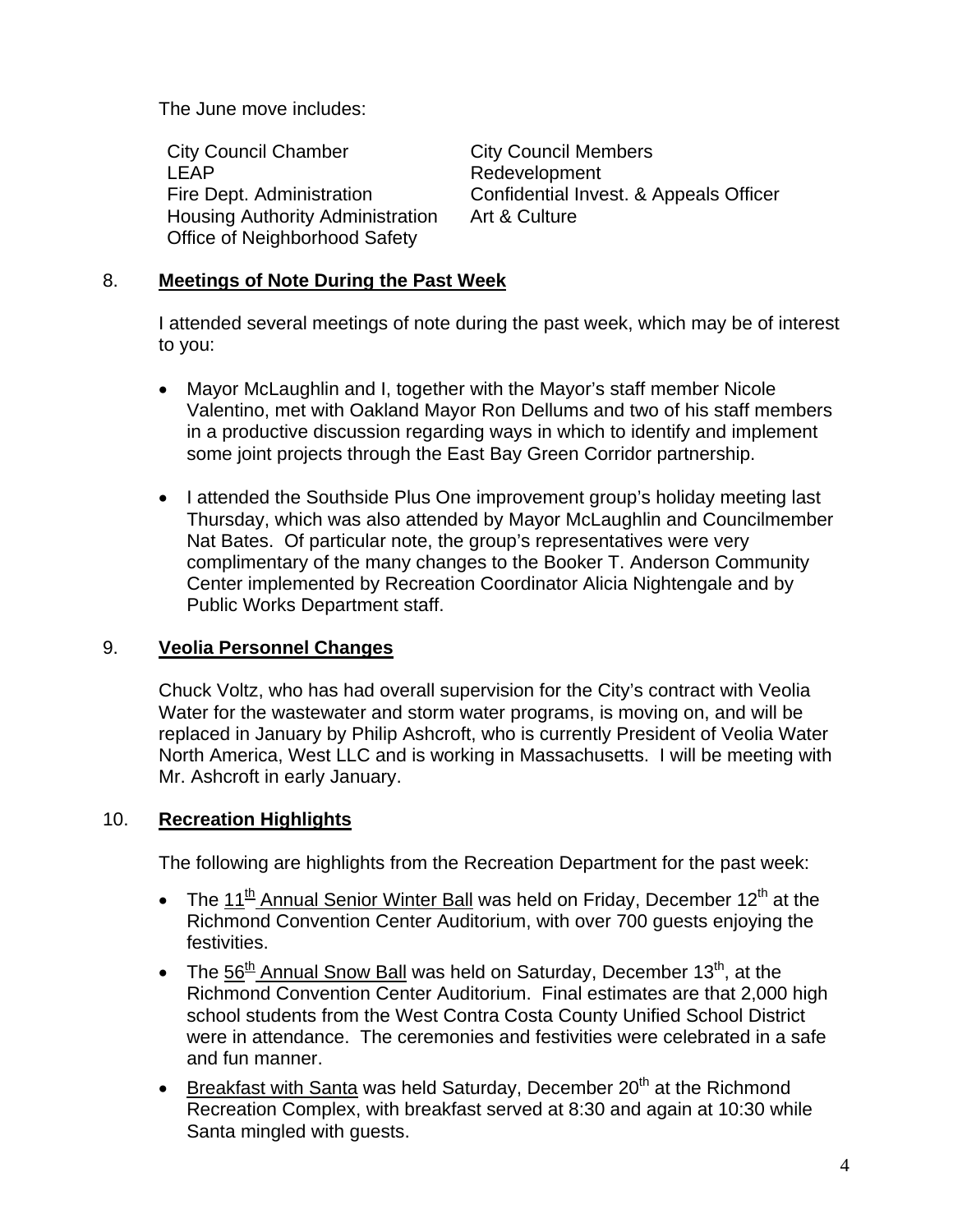The June move includes:

| | |
|---|---|
| City Council Chamber | City Council Members |
| LEAP | Redevelopment |
| Fire Dept. Administration | Confidential Invest. & Appeals Officer |
| Housing Authority Administration | Art & Culture |
| Office of Neighborhood Safety | |

8. **Meetings of Note During the Past Week**

   I attended several meetings of note during the past week, which may be of interest to you:

   - Mayor McLaughlin and I, together with the Mayor's staff member Nicole Valentino, met with Oakland Mayor Ron Dellums and two of his staff members in a productive discussion regarding ways in which to identify and implement some joint projects through the East Bay Green Corridor partnership.

   - I attended the Southside Plus One improvement group's holiday meeting last Thursday, which was also attended by Mayor McLaughlin and Councilmember Nat Bates. Of particular note, the group's representatives were very complimentary of the many changes to the Booker T. Anderson Community Center implemented by Recreation Coordinator Alicia Nightengale and by Public Works Department staff.

9. **Veolia Personnel Changes**

   Chuck Voltz, who has had overall supervision for the City's contract with Veolia Water for the wastewater and storm water programs, is moving on, and will be replaced in January by Philip Ashcroft, who is currently President of Veolia Water North America, West LLC and is working in Massachusetts. I will be meeting with Mr. Ashcroft in early January.

10. **Recreation Highlights**

    The following are highlights from the Recreation Department for the past week:

    - The 11th Annual Senior Winter Ball was held on Friday, December 12th at the Richmond Convention Center Auditorium, with over 700 guests enjoying the festivities.
    - The 56th Annual Snow Ball was held on Saturday, December 13th, at the Richmond Convention Center Auditorium. Final estimates are that 2,000 high school students from the West Contra Costa County Unified School District were in attendance. The ceremonies and festivities were celebrated in a safe and fun manner.
    - Breakfast with Santa was held Saturday, December 20th at the Richmond Recreation Complex, with breakfast served at 8:30 and again at 10:30 while Santa mingled with guests.